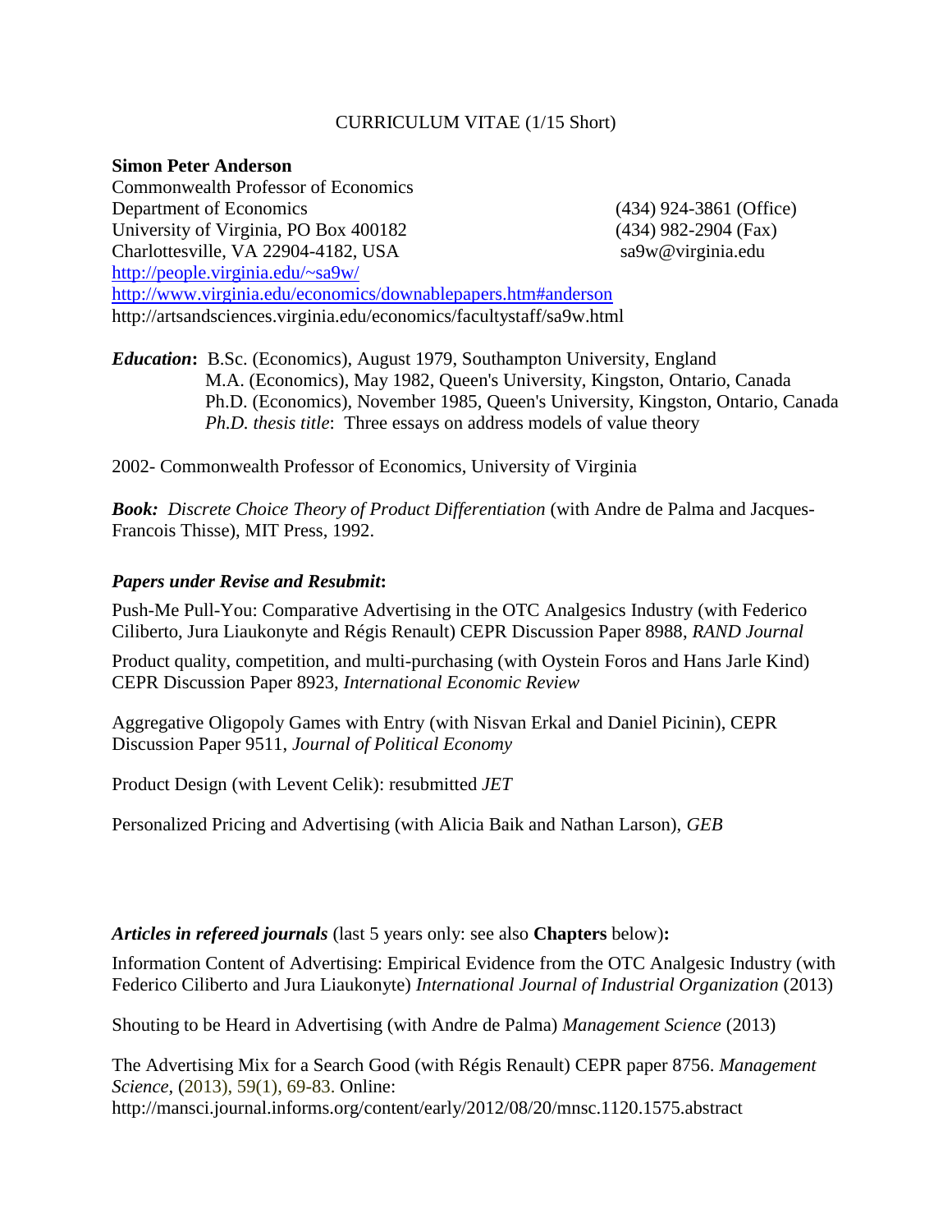CURRICULUM VITAE (1/15 Short)

**Simon Peter Anderson**
Commonwealth Professor of Economics
Department of Economics (434) 924-3861 (Office)
University of Virginia, PO Box 400182 (434) 982-2904 (Fax)
Charlottesville, VA 22904-4182, USA sa9w@virginia.edu
http://people.virginia.edu/~sa9w/
http://www.virginia.edu/economics/downablepapers.htm#anderson
http://artsandsciences.virginia.edu/economics/facultystaff/sa9w.html

***Education*:** B.Sc. (Economics), August 1979, Southampton University, England
M.A. (Economics), May 1982, Queen's University, Kingston, Ontario, Canada
Ph.D. (Economics), November 1985, Queen's University, Kingston, Ontario, Canada
*Ph.D. thesis title*: Three essays on address models of value theory

2002- Commonwealth Professor of Economics, University of Virginia

***Book:*** *Discrete Choice Theory of Product Differentiation* (with Andre de Palma and Jacques-Francois Thisse), MIT Press, 1992.

### *Papers under Revise and Resubmit***:**

Push-Me Pull-You: Comparative Advertising in the OTC Analgesics Industry (with Federico Ciliberto, Jura Liaukonyte and Régis Renault) CEPR Discussion Paper 8988, *RAND Journal*

Product quality, competition, and multi-purchasing (with Oystein Foros and Hans Jarle Kind) CEPR Discussion Paper 8923, *International Economic Review*

Aggregative Oligopoly Games with Entry (with Nisvan Erkal and Daniel Picinin), CEPR Discussion Paper 9511, *Journal of Political Economy*

Product Design (with Levent Celik): resubmitted *JET*

Personalized Pricing and Advertising (with Alicia Baik and Nathan Larson), *GEB*

### *Articles in refereed journals* (last 5 years only: see also **Chapters** below)**:**

Information Content of Advertising: Empirical Evidence from the OTC Analgesic Industry (with Federico Ciliberto and Jura Liaukonyte) *International Journal of Industrial Organization* (2013)

Shouting to be Heard in Advertising (with Andre de Palma) *Management Science* (2013)

The Advertising Mix for a Search Good (with Régis Renault) CEPR paper 8756. *Management Science,* (2013), 59(1), 69-83. Online:
http://mansci.journal.informs.org/content/early/2012/08/20/mnsc.1120.1575.abstract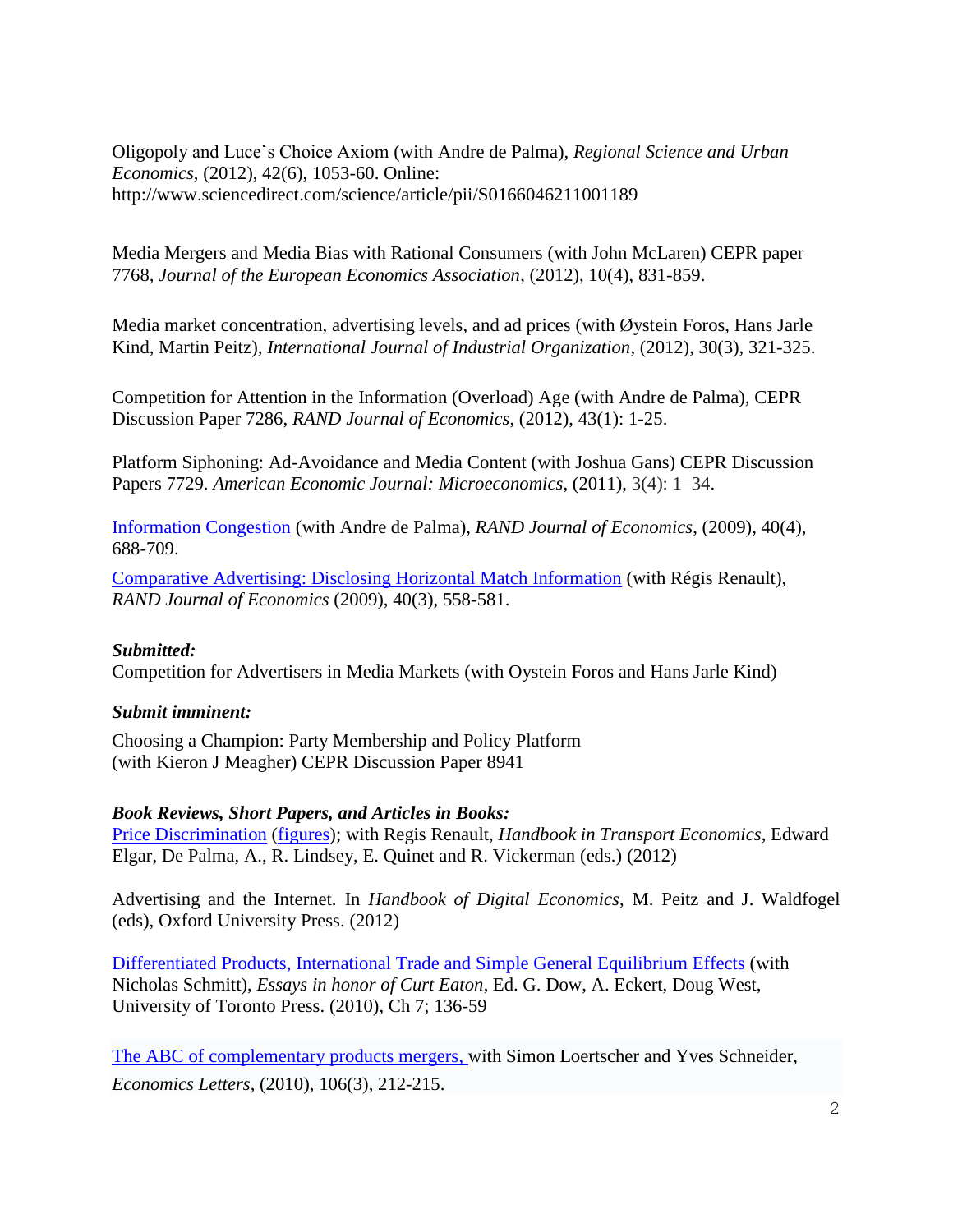Oligopoly and Luce's Choice Axiom (with Andre de Palma), *Regional Science and Urban Economics*, (2012), 42(6), 1053-60. Online: http://www.sciencedirect.com/science/article/pii/S0166046211001189

Media Mergers and Media Bias with Rational Consumers (with John McLaren) CEPR paper 7768, *Journal of the European Economics Association*, (2012), 10(4), 831-859.

Media market concentration, advertising levels, and ad prices (with Øystein Foros, Hans Jarle Kind, Martin Peitz), *International Journal of Industrial Organization*, (2012), 30(3), 321-325.

Competition for Attention in the Information (Overload) Age (with Andre de Palma), CEPR Discussion Paper 7286, *RAND Journal of Economics*, (2012), 43(1): 1-25.

Platform Siphoning: Ad-Avoidance and Media Content (with Joshua Gans) CEPR Discussion Papers 7729. *American Economic Journal: Microeconomics*, (2011), 3(4): 1–34.

Information Congestion (with Andre de Palma), *RAND Journal of Economics*, (2009), 40(4), 688-709.

Comparative Advertising: Disclosing Horizontal Match Information (with Régis Renault), *RAND Journal of Economics* (2009), 40(3), 558-581.

***Submitted:***

Competition for Advertisers in Media Markets (with Oystein Foros and Hans Jarle Kind)

***Submit imminent:***

Choosing a Champion: Party Membership and Policy Platform
(with Kieron J Meagher) CEPR Discussion Paper 8941

***Book Reviews, Short Papers, and Articles in Books:***

Price Discrimination (figures); with Regis Renault, *Handbook in Transport Economics*, Edward Elgar, De Palma, A., R. Lindsey, E. Quinet and R. Vickerman (eds.) (2012)

Advertising and the Internet. In *Handbook of Digital Economics*, M. Peitz and J. Waldfogel (eds), Oxford University Press. (2012)

Differentiated Products, International Trade and Simple General Equilibrium Effects (with Nicholas Schmitt), *Essays in honor of Curt Eaton*, Ed. G. Dow, A. Eckert, Doug West, University of Toronto Press. (2010), Ch 7; 136-59

The ABC of complementary products mergers, with Simon Loertscher and Yves Schneider, *Economics Letters*, (2010), 106(3), 212-215.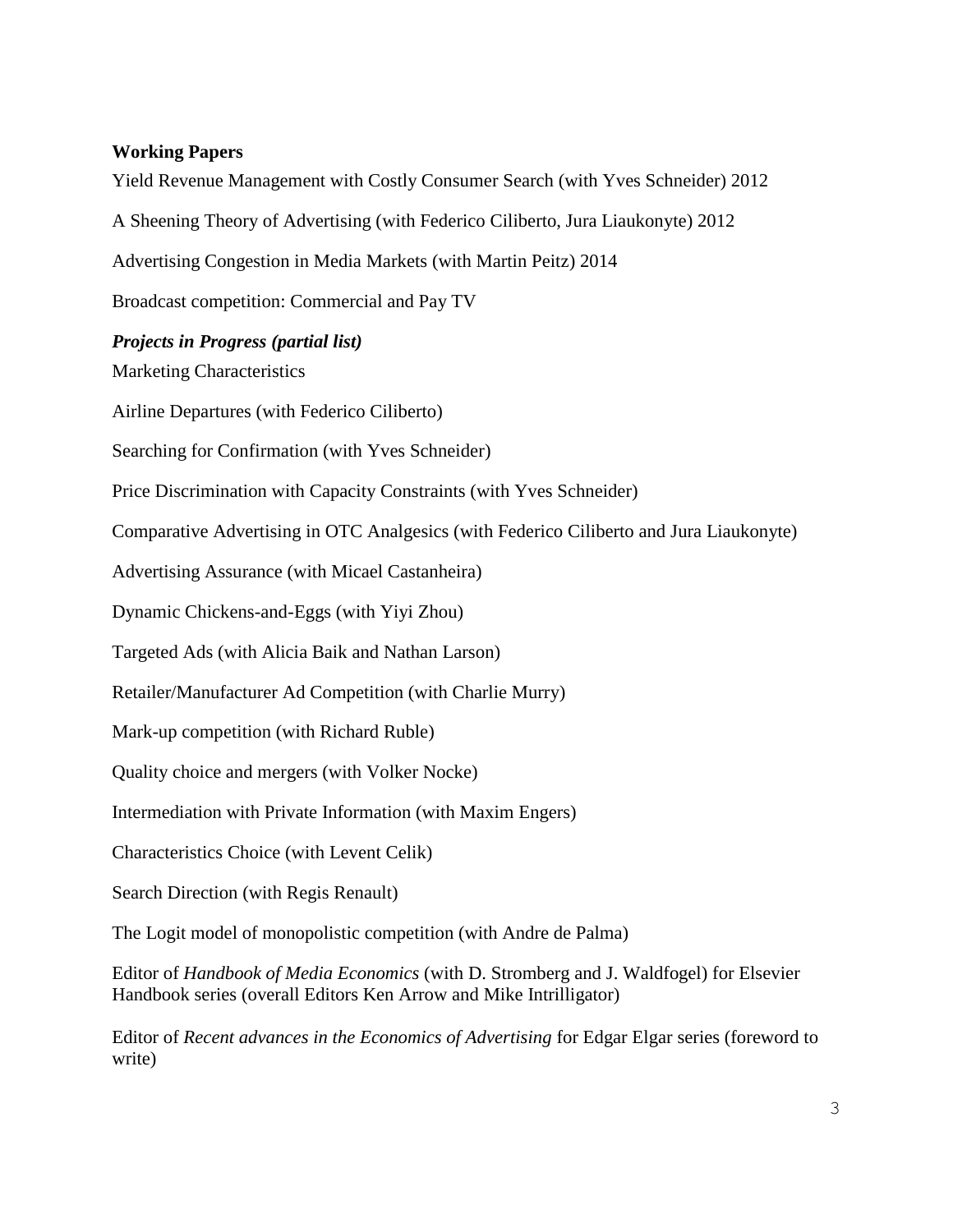**Working Papers**

Yield Revenue Management with Costly Consumer Search (with Yves Schneider) 2012

A Sheening Theory of Advertising (with Federico Ciliberto, Jura Liaukonyte) 2012

Advertising Congestion in Media Markets (with Martin Peitz) 2014

Broadcast competition: Commercial and Pay TV

***Projects in Progress (partial list)***

Marketing Characteristics

Airline Departures (with Federico Ciliberto)

Searching for Confirmation (with Yves Schneider)

Price Discrimination with Capacity Constraints (with Yves Schneider)

Comparative Advertising in OTC Analgesics (with Federico Ciliberto and Jura Liaukonyte)

Advertising Assurance (with Micael Castanheira)

Dynamic Chickens-and-Eggs (with Yiyi Zhou)

Targeted Ads (with Alicia Baik and Nathan Larson)

Retailer/Manufacturer Ad Competition (with Charlie Murry)

Mark-up competition (with Richard Ruble)

Quality choice and mergers (with Volker Nocke)

Intermediation with Private Information (with Maxim Engers)

Characteristics Choice (with Levent Celik)

Search Direction (with Regis Renault)

The Logit model of monopolistic competition (with Andre de Palma)

Editor of *Handbook of Media Economics* (with D. Stromberg and J. Waldfogel) for Elsevier Handbook series (overall Editors Ken Arrow and Mike Intrilligator)

Editor of *Recent advances in the Economics of Advertising* for Edgar Elgar series (foreword to write)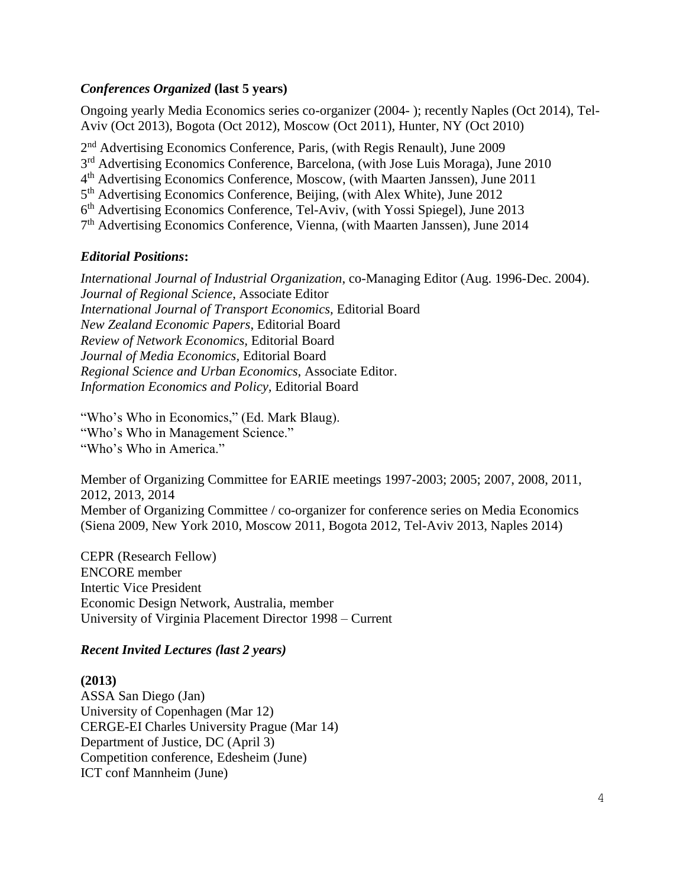### *Conferences Organized* **(last 5 years)**

Ongoing yearly Media Economics series co-organizer (2004- ); recently Naples (Oct 2014), Tel-Aviv (Oct 2013), Bogota (Oct 2012), Moscow (Oct 2011), Hunter, NY (Oct 2010)

2nd Advertising Economics Conference, Paris, (with Regis Renault), June 2009
3rd Advertising Economics Conference, Barcelona, (with Jose Luis Moraga), June 2010
4th Advertising Economics Conference, Moscow, (with Maarten Janssen), June 2011
5th Advertising Economics Conference, Beijing, (with Alex White), June 2012
6th Advertising Economics Conference, Tel-Aviv, (with Yossi Spiegel), June 2013
7th Advertising Economics Conference, Vienna, (with Maarten Janssen), June 2014

### *Editorial Positions***:**

*International Journal of Industrial Organization*, co-Managing Editor (Aug. 1996-Dec. 2004).
*Journal of Regional Science*, Associate Editor
*International Journal of Transport Economics*, Editorial Board
*New Zealand Economic Papers*, Editorial Board
*Review of Network Economics*, Editorial Board
*Journal of Media Economics*, Editorial Board
*Regional Science and Urban Economics*, Associate Editor.
*Information Economics and Policy*, Editorial Board

"Who's Who in Economics," (Ed. Mark Blaug).
"Who's Who in Management Science."
"Who's Who in America."

Member of Organizing Committee for EARIE meetings 1997-2003; 2005; 2007, 2008, 2011, 2012, 2013, 2014
Member of Organizing Committee / co-organizer for conference series on Media Economics (Siena 2009, New York 2010, Moscow 2011, Bogota 2012, Tel-Aviv 2013, Naples 2014)

CEPR (Research Fellow)
ENCORE member
Intertic Vice President
Economic Design Network, Australia, member
University of Virginia Placement Director 1998 – Current

### *Recent Invited Lectures (last 2 years)*

**(2013)**
ASSA San Diego (Jan)
University of Copenhagen (Mar 12)
CERGE-EI Charles University Prague (Mar 14)
Department of Justice, DC (April 3)
Competition conference, Edesheim (June)
ICT conf Mannheim (June)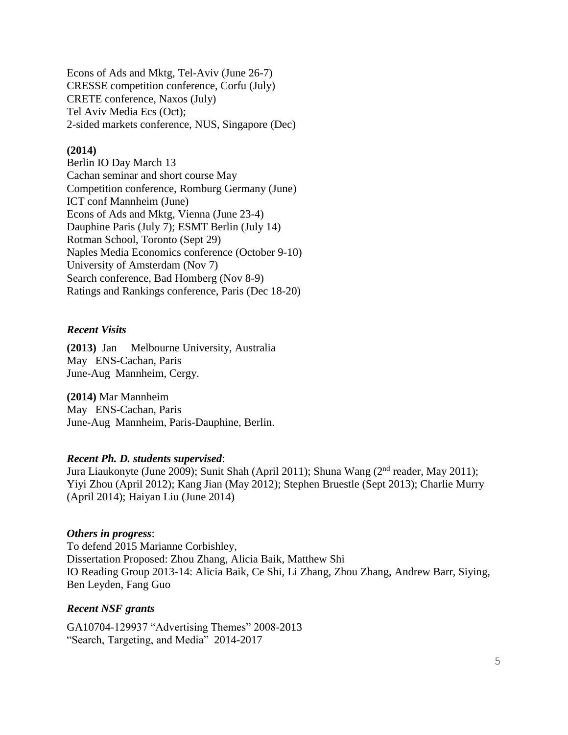Econs of Ads and Mktg, Tel-Aviv (June 26-7)
CRESSE competition conference, Corfu (July)
CRETE conference, Naxos (July)
Tel Aviv Media Ecs (Oct);
2-sided markets conference, NUS, Singapore (Dec)

**(2014)**
Berlin IO Day March 13
Cachan seminar and short course May
Competition conference, Romburg Germany (June)
ICT conf Mannheim (June)
Econs of Ads and Mktg, Vienna (June 23-4)
Dauphine Paris (July 7); ESMT Berlin (July 14)
Rotman School, Toronto (Sept 29)
Naples Media Economics conference (October 9-10)
University of Amsterdam (Nov 7)
Search conference, Bad Homberg (Nov 8-9)
Ratings and Rankings conference, Paris (Dec 18-20)

***Recent Visits***

**(2013)** Jan Melbourne University, Australia
May ENS-Cachan, Paris
June-Aug Mannheim, Cergy.

**(2014)** Mar Mannheim
May ENS-Cachan, Paris
June-Aug Mannheim, Paris-Dauphine, Berlin.

***Recent Ph. D. students supervised***:
Jura Liaukonyte (June 2009); Sunit Shah (April 2011); Shuna Wang (2nd reader, May 2011); Yiyi Zhou (April 2012); Kang Jian (May 2012); Stephen Bruestle (Sept 2013); Charlie Murry (April 2014); Haiyan Liu (June 2014)

***Others in progress***:
To defend 2015 Marianne Corbishley,
Dissertation Proposed: Zhou Zhang, Alicia Baik, Matthew Shi
IO Reading Group 2013-14: Alicia Baik, Ce Shi, Li Zhang, Zhou Zhang, Andrew Barr, Siying, Ben Leyden, Fang Guo

***Recent NSF grants***

GA10704-129937 "Advertising Themes" 2008-2013
"Search, Targeting, and Media" 2014-2017